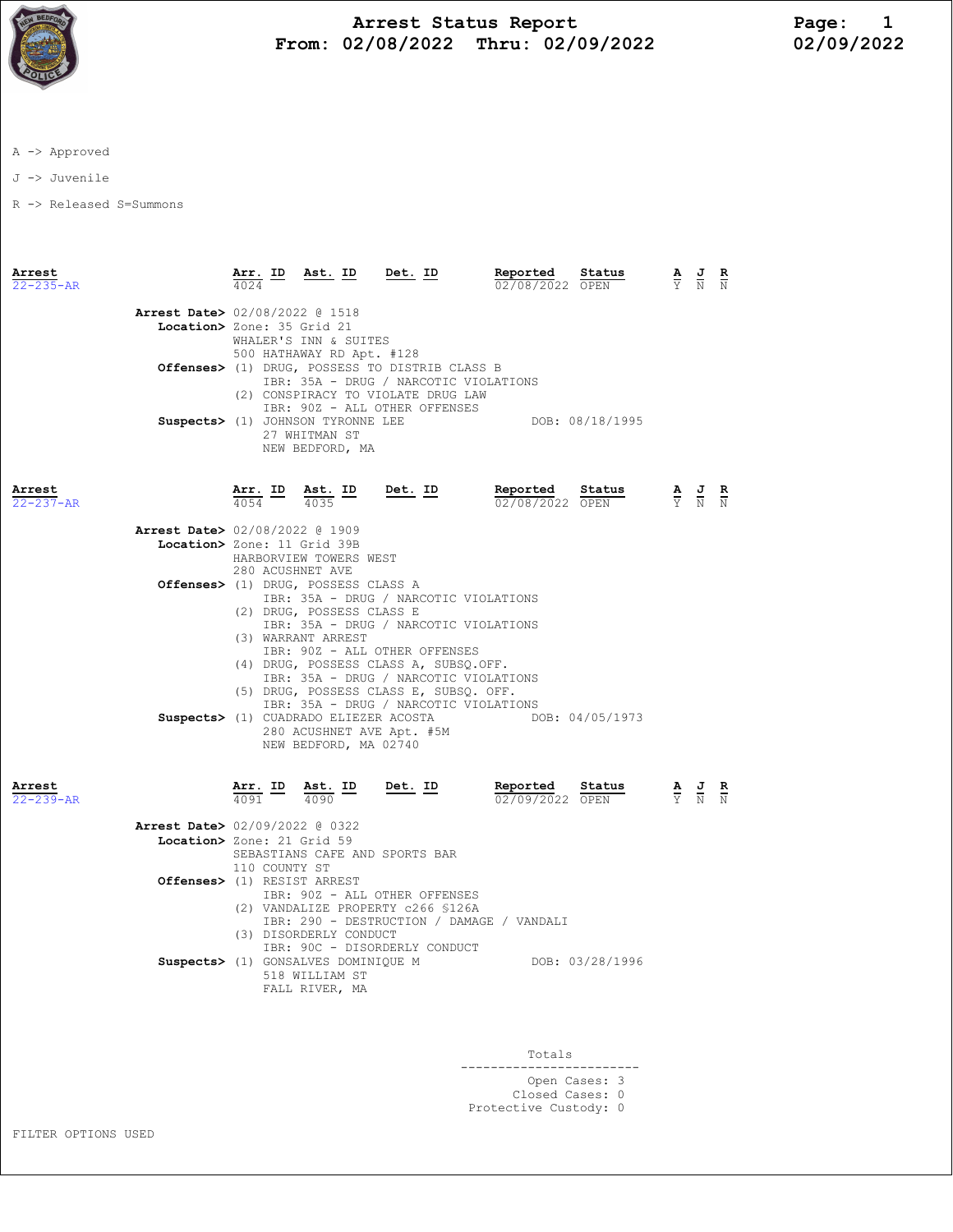# Arrest Status Report

**From: 02/08/2022 Thru: 02/09/2022**

A -> Approved

J -> Juvenile

R -> Released S=Summons

| Arrest | Arr. ID | Ast. ID | Det. ID | Reported | Status | A | J | R |
|---|---|---|---|---|---|---|---|---|
| 22-235-AR | 4024 | | | 02/08/2022 | OPEN | Y | N | N |

**Arrest Date>** 02/08/2022 @ 1518

**Location>** Zone: 35 Grid 21
WHALER'S INN & SUITES
500 HATHAWAY RD Apt. #128

**Offenses>**
(1) DRUG, POSSESS TO DISTRIB CLASS B
IBR: 35A - DRUG / NARCOTIC VIOLATIONS
(2) CONSPIRACY TO VIOLATE DRUG LAW
IBR: 90Z - ALL OTHER OFFENSES

**Suspects>** (1) JOHNSON TYRONNE LEE — DOB: 08/18/1995
27 WHITMAN ST
NEW BEDFORD, MA

| Arrest | Arr. ID | Ast. ID | Det. ID | Reported | Status | A | J | R |
|---|---|---|---|---|---|---|---|---|
| 22-237-AR | 4054 | 4035 | | 02/08/2022 | OPEN | Y | N | N |

**Arrest Date>** 02/08/2022 @ 1909

**Location>** Zone: 11 Grid 39B
HARBORVIEW TOWERS WEST
280 ACUSHNET AVE

**Offenses>**
(1) DRUG, POSSESS CLASS A
IBR: 35A - DRUG / NARCOTIC VIOLATIONS
(2) DRUG, POSSESS CLASS E
IBR: 35A - DRUG / NARCOTIC VIOLATIONS
(3) WARRANT ARREST
IBR: 90Z - ALL OTHER OFFENSES
(4) DRUG, POSSESS CLASS A, SUBSQ.OFF.
IBR: 35A - DRUG / NARCOTIC VIOLATIONS
(5) DRUG, POSSESS CLASS E, SUBSQ. OFF.
IBR: 35A - DRUG / NARCOTIC VIOLATIONS

**Suspects>** (1) CUADRADO ELIEZER ACOSTA — DOB: 04/05/1973
280 ACUSHNET AVE Apt. #5M
NEW BEDFORD, MA 02740

| Arrest | Arr. ID | Ast. ID | Det. ID | Reported | Status | A | J | R |
|---|---|---|---|---|---|---|---|---|
| 22-239-AR | 4091 | 4090 | | 02/09/2022 | OPEN | Y | N | N |

**Arrest Date>** 02/09/2022 @ 0322

**Location>** Zone: 21 Grid 59
SEBASTIANS CAFE AND SPORTS BAR
110 COUNTY ST

**Offenses>**
(1) RESIST ARREST
IBR: 90Z - ALL OTHER OFFENSES
(2) VANDALIZE PROPERTY c266 §126A
IBR: 290 - DESTRUCTION / DAMAGE / VANDALI
(3) DISORDERLY CONDUCT
IBR: 90C - DISORDERLY CONDUCT

**Suspects>** (1) GONSALVES DOMINIQUE M — DOB: 03/28/1996
518 WILLIAM ST
FALL RIVER, MA

**Totals**

Open Cases: 3
Closed Cases: 0
Protective Custody: 0

FILTER OPTIONS USED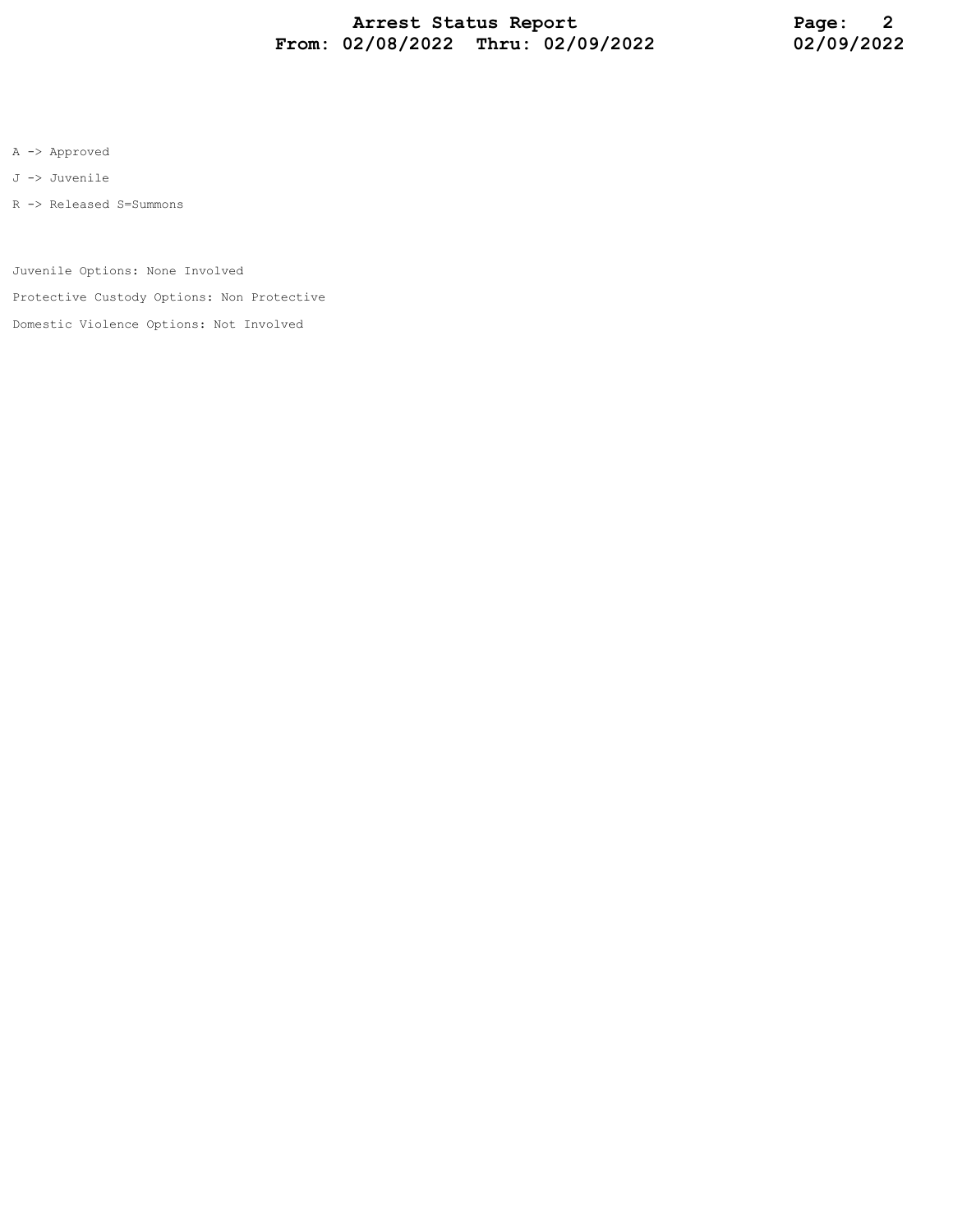A -> Approved

J -> Juvenile

R -> Released S=Summons

Juvenile Options: None Involved

Protective Custody Options: Non Protective

Domestic Violence Options: Not Involved